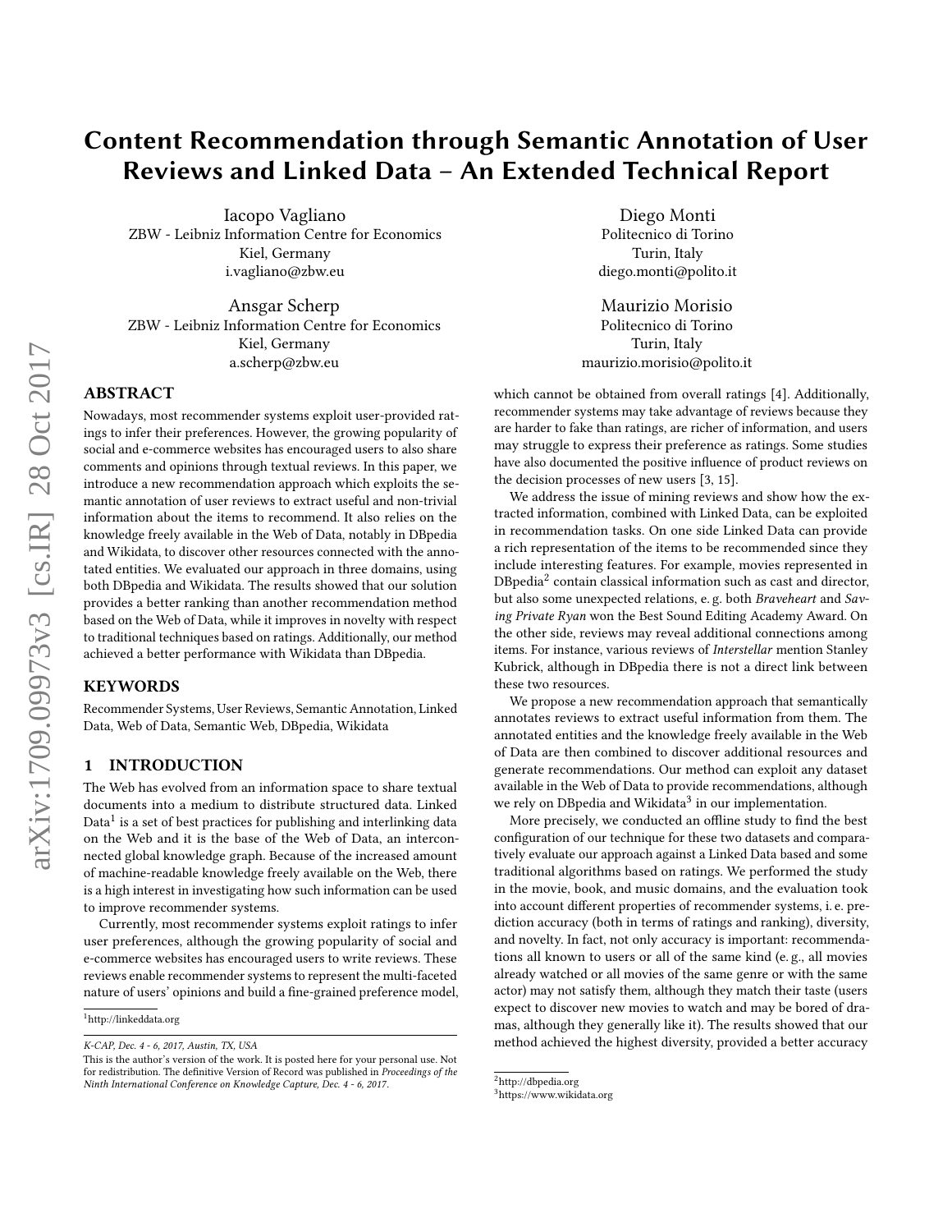# Content Recommendation through Semantic Annotation of User Reviews and Linked Data – An Extended Technical Report

Iacopo Vagliano
ZBW - Leibniz Information Centre for Economics
Kiel, Germany
i.vagliano@zbw.eu

Diego Monti
Politecnico di Torino
Turin, Italy
diego.monti@polito.it

Ansgar Scherp
ZBW - Leibniz Information Centre for Economics
Kiel, Germany
a.scherp@zbw.eu

Maurizio Morisio
Politecnico di Torino
Turin, Italy
maurizio.morisio@polito.it

## ABSTRACT

Nowadays, most recommender systems exploit user-provided ratings to infer their preferences. However, the growing popularity of social and e-commerce websites has encouraged users to also share comments and opinions through textual reviews. In this paper, we introduce a new recommendation approach which exploits the semantic annotation of user reviews to extract useful and non-trivial information about the items to recommend. It also relies on the knowledge freely available in the Web of Data, notably in DBpedia and Wikidata, to discover other resources connected with the annotated entities. We evaluated our approach in three domains, using both DBpedia and Wikidata. The results showed that our solution provides a better ranking than another recommendation method based on the Web of Data, while it improves in novelty with respect to traditional techniques based on ratings. Additionally, our method achieved a better performance with Wikidata than DBpedia.

## KEYWORDS

Recommender Systems, User Reviews, Semantic Annotation, Linked Data, Web of Data, Semantic Web, DBpedia, Wikidata

## 1 INTRODUCTION

The Web has evolved from an information space to share textual documents into a medium to distribute structured data. Linked Data[1] is a set of best practices for publishing and interlinking data on the Web and it is the base of the Web of Data, an interconnected global knowledge graph. Because of the increased amount of machine-readable knowledge freely available on the Web, there is a high interest in investigating how such information can be used to improve recommender systems.

Currently, most recommender systems exploit ratings to infer user preferences, although the growing popularity of social and e-commerce websites has encouraged users to write reviews. These reviews enable recommender systems to represent the multi-faceted nature of users' opinions and build a fine-grained preference model, which cannot be obtained from overall ratings [4]. Additionally, recommender systems may take advantage of reviews because they are harder to fake than ratings, are richer of information, and users may struggle to express their preference as ratings. Some studies have also documented the positive influence of product reviews on the decision processes of new users [3, 15].

We address the issue of mining reviews and show how the extracted information, combined with Linked Data, can be exploited in recommendation tasks. On one side Linked Data can provide a rich representation of the items to be recommended since they include interesting features. For example, movies represented in DBpedia[2] contain classical information such as cast and director, but also some unexpected relations, e. g. both *Braveheart* and *Saving Private Ryan* won the Best Sound Editing Academy Award. On the other side, reviews may reveal additional connections among items. For instance, various reviews of *Interstellar* mention Stanley Kubrick, although in DBpedia there is not a direct link between these two resources.

We propose a new recommendation approach that semantically annotates reviews to extract useful information from them. The annotated entities and the knowledge freely available in the Web of Data are then combined to discover additional resources and generate recommendations. Our method can exploit any dataset available in the Web of Data to provide recommendations, although we rely on DBpedia and Wikidata[3] in our implementation.

More precisely, we conducted an offline study to find the best configuration of our technique for these two datasets and comparatively evaluate our approach against a Linked Data based and some traditional algorithms based on ratings. We performed the study in the movie, book, and music domains, and the evaluation took into account different properties of recommender systems, i. e. prediction accuracy (both in terms of ratings and ranking), diversity, and novelty. In fact, not only accuracy is important: recommendations all known to users or all of the same kind (e. g., all movies already watched or all movies of the same genre or with the same actor) may not satisfy them, although they match their taste (users expect to discover new movies to watch and may be bored of dramas, although they generally like it). The results showed that our method achieved the highest diversity, provided a better accuracy

[1] http://linkeddata.org

K-CAP, Dec. 4 - 6, 2017, Austin, TX, USA
This is the author's version of the work. It is posted here for your personal use. Not for redistribution. The definitive Version of Record was published in *Proceedings of the Ninth International Conference on Knowledge Capture, Dec. 4 - 6, 2017*.

[2] http://dbpedia.org
[3] https://www.wikidata.org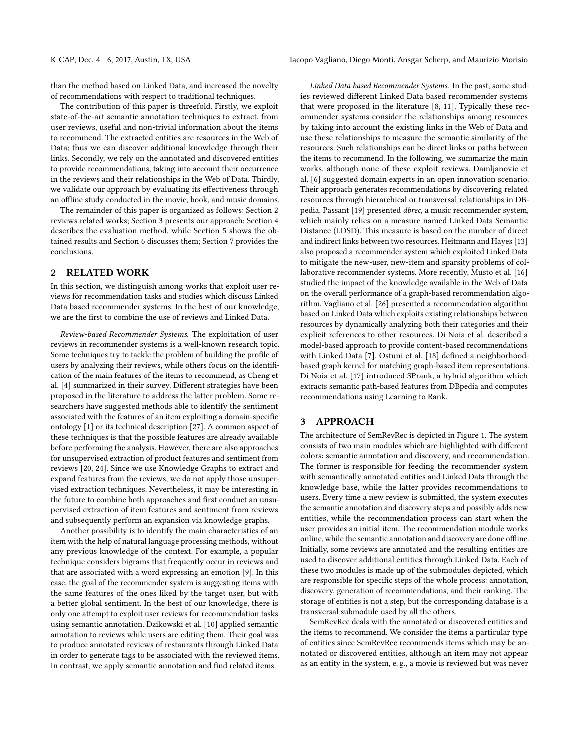than the method based on Linked Data, and increased the novelty of recommendations with respect to traditional techniques.

The contribution of this paper is threefold. Firstly, we exploit state-of-the-art semantic annotation techniques to extract, from user reviews, useful and non-trivial information about the items to recommend. The extracted entities are resources in the Web of Data; thus we can discover additional knowledge through their links. Secondly, we rely on the annotated and discovered entities to provide recommendations, taking into account their occurrence in the reviews and their relationships in the Web of Data. Thirdly, we validate our approach by evaluating its effectiveness through an offline study conducted in the movie, book, and music domains.

The remainder of this paper is organized as follows: Section 2 reviews related works; Section 3 presents our approach; Section 4 describes the evaluation method, while Section 5 shows the obtained results and Section 6 discusses them; Section 7 provides the conclusions.

## 2 RELATED WORK

In this section, we distinguish among works that exploit user reviews for recommendation tasks and studies which discuss Linked Data based recommender systems. In the best of our knowledge, we are the first to combine the use of reviews and Linked Data.

*Review-based Recommender Systems.* The exploitation of user reviews in recommender systems is a well-known research topic. Some techniques try to tackle the problem of building the profile of users by analyzing their reviews, while others focus on the identification of the main features of the items to recommend, as Cheng et al. [4] summarized in their survey. Different strategies have been proposed in the literature to address the latter problem. Some researchers have suggested methods able to identify the sentiment associated with the features of an item exploiting a domain-specific ontology [1] or its technical description [27]. A common aspect of these techniques is that the possible features are already available before performing the analysis. However, there are also approaches for unsupervised extraction of product features and sentiment from reviews [20, 24]. Since we use Knowledge Graphs to extract and expand features from the reviews, we do not apply those unsupervised extraction techniques. Nevertheless, it may be interesting in the future to combine both approaches and first conduct an unsupervised extraction of item features and sentiment from reviews and subsequently perform an expansion via knowledge graphs.

Another possibility is to identify the main characteristics of an item with the help of natural language processing methods, without any previous knowledge of the context. For example, a popular technique considers bigrams that frequently occur in reviews and that are associated with a word expressing an emotion [9]. In this case, the goal of the recommender system is suggesting items with the same features of the ones liked by the target user, but with a better global sentiment. In the best of our knowledge, there is only one attempt to exploit user reviews for recommendation tasks using semantic annotation. Dzikowski et al. [10] applied semantic annotation to reviews while users are editing them. Their goal was to produce annotated reviews of restaurants through Linked Data in order to generate tags to be associated with the reviewed items. In contrast, we apply semantic annotation and find related items.

*Linked Data based Recommender Systems.* In the past, some studies reviewed different Linked Data based recommender systems that were proposed in the literature [8, 11]. Typically these recommender systems consider the relationships among resources by taking into account the existing links in the Web of Data and use these relationships to measure the semantic similarity of the resources. Such relationships can be direct links or paths between the items to recommend. In the following, we summarize the main works, although none of these exploit reviews. Damljanovic et al. [6] suggested domain experts in an open innovation scenario. Their approach generates recommendations by discovering related resources through hierarchical or transversal relationships in DBpedia. Passant [19] presented *dbrec*, a music recommender system, which mainly relies on a measure named Linked Data Semantic Distance (LDSD). This measure is based on the number of direct and indirect links between two resources. Heitmann and Hayes [13] also proposed a recommender system which exploited Linked Data to mitigate the new-user, new-item and sparsity problems of collaborative recommender systems. More recently, Musto et al. [16] studied the impact of the knowledge available in the Web of Data on the overall performance of a graph-based recommendation algorithm. Vagliano et al. [26] presented a recommendation algorithm based on Linked Data which exploits existing relationships between resources by dynamically analyzing both their categories and their explicit references to other resources. Di Noia et al. described a model-based approach to provide content-based recommendations with Linked Data [7]. Ostuni et al. [18] defined a neighborhood-based graph kernel for matching graph-based item representations. Di Noia et al. [17] introduced SPrank, a hybrid algorithm which extracts semantic path-based features from DBpedia and computes recommendations using Learning to Rank.

## 3 APPROACH

The architecture of SemRevRec is depicted in Figure 1. The system consists of two main modules which are highlighted with different colors: semantic annotation and discovery, and recommendation. The former is responsible for feeding the recommender system with semantically annotated entities and Linked Data through the knowledge base, while the latter provides recommendations to users. Every time a new review is submitted, the system executes the semantic annotation and discovery steps and possibly adds new entities, while the recommendation process can start when the user provides an initial item. The recommendation module works online, while the semantic annotation and discovery are done offline. Initially, some reviews are annotated and the resulting entities are used to discover additional entities through Linked Data. Each of these two modules is made up of the submodules depicted, which are responsible for specific steps of the whole process: annotation, discovery, generation of recommendations, and their ranking. The storage of entities is not a step, but the corresponding database is a transversal submodule used by all the others.

SemRevRec deals with the annotated or discovered entities and the items to recommend. We consider the items a particular type of entities since SemRevRec recommends items which may be annotated or discovered entities, although an item may not appear as an entity in the system, e. g., a movie is reviewed but was never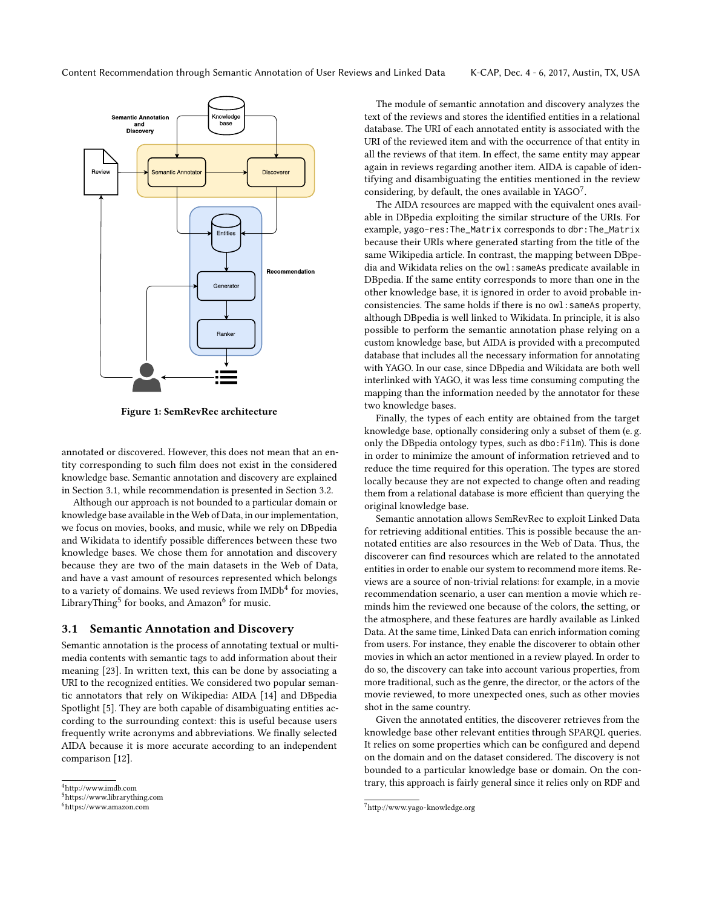Figure 1: SemRevRec architecture

annotated or discovered. However, this does not mean that an entity corresponding to such film does not exist in the considered knowledge base. Semantic annotation and discovery are explained in Section 3.1, while recommendation is presented in Section 3.2.

Although our approach is not bounded to a particular domain or knowledge base available in the Web of Data, in our implementation, we focus on movies, books, and music, while we rely on DBpedia and Wikidata to identify possible differences between these two knowledge bases. We chose them for annotation and discovery because they are two of the main datasets in the Web of Data, and have a vast amount of resources represented which belongs to a variety of domains. We used reviews from IMDb[4] for movies, LibraryThing[5] for books, and Amazon[6] for music.

## 3.1 Semantic Annotation and Discovery

Semantic annotation is the process of annotating textual or multimedia contents with semantic tags to add information about their meaning [23]. In written text, this can be done by associating a URI to the recognized entities. We considered two popular semantic annotators that rely on Wikipedia: AIDA [14] and DBpedia Spotlight [5]. They are both capable of disambiguating entities according to the surrounding context: this is useful because users frequently write acronyms and abbreviations. We finally selected AIDA because it is more accurate according to an independent comparison [12].

[4]http://www.imdb.com
[5]https://www.librarything.com
[6]https://www.amazon.com

The module of semantic annotation and discovery analyzes the text of the reviews and stores the identified entities in a relational database. The URI of each annotated entity is associated with the URI of the reviewed item and with the occurrence of that entity in all the reviews of that item. In effect, the same entity may appear again in reviews regarding another item. AIDA is capable of identifying and disambiguating the entities mentioned in the review considering, by default, the ones available in YAGO[7].

The AIDA resources are mapped with the equivalent ones available in DBpedia exploiting the similar structure of the URIs. For example, `yago-res:The_Matrix` corresponds to `dbr:The_Matrix` because their URIs where generated starting from the title of the same Wikipedia article. In contrast, the mapping between DBpedia and Wikidata relies on the `owl:sameAs` predicate available in DBpedia. If the same entity corresponds to more than one in the other knowledge base, it is ignored in order to avoid probable inconsistencies. The same holds if there is no `owl:sameAs` property, although DBpedia is well linked to Wikidata. In principle, it is also possible to perform the semantic annotation phase relying on a custom knowledge base, but AIDA is provided with a precomputed database that includes all the necessary information for annotating with YAGO. In our case, since DBpedia and Wikidata are both well interlinked with YAGO, it was less time consuming computing the mapping than the information needed by the annotator for these two knowledge bases.

Finally, the types of each entity are obtained from the target knowledge base, optionally considering only a subset of them (e. g. only the DBpedia ontology types, such as `dbo:Film`). This is done in order to minimize the amount of information retrieved and to reduce the time required for this operation. The types are stored locally because they are not expected to change often and reading them from a relational database is more efficient than querying the original knowledge base.

Semantic annotation allows SemRevRec to exploit Linked Data for retrieving additional entities. This is possible because the annotated entities are also resources in the Web of Data. Thus, the discoverer can find resources which are related to the annotated entities in order to enable our system to recommend more items. Reviews are a source of non-trivial relations: for example, in a movie recommendation scenario, a user can mention a movie which reminds him the reviewed one because of the colors, the setting, or the atmosphere, and these features are hardly available as Linked Data. At the same time, Linked Data can enrich information coming from users. For instance, they enable the discoverer to obtain other movies in which an actor mentioned in a review played. In order to do so, the discovery can take into account various properties, from more traditional, such as the genre, the director, or the actors of the movie reviewed, to more unexpected ones, such as other movies shot in the same country.

Given the annotated entities, the discoverer retrieves from the knowledge base other relevant entities through SPARQL queries. It relies on some properties which can be configured and depend on the domain and on the dataset considered. The discovery is not bounded to a particular knowledge base or domain. On the contrary, this approach is fairly general since it relies only on RDF and

[7]http://www.yago-knowledge.org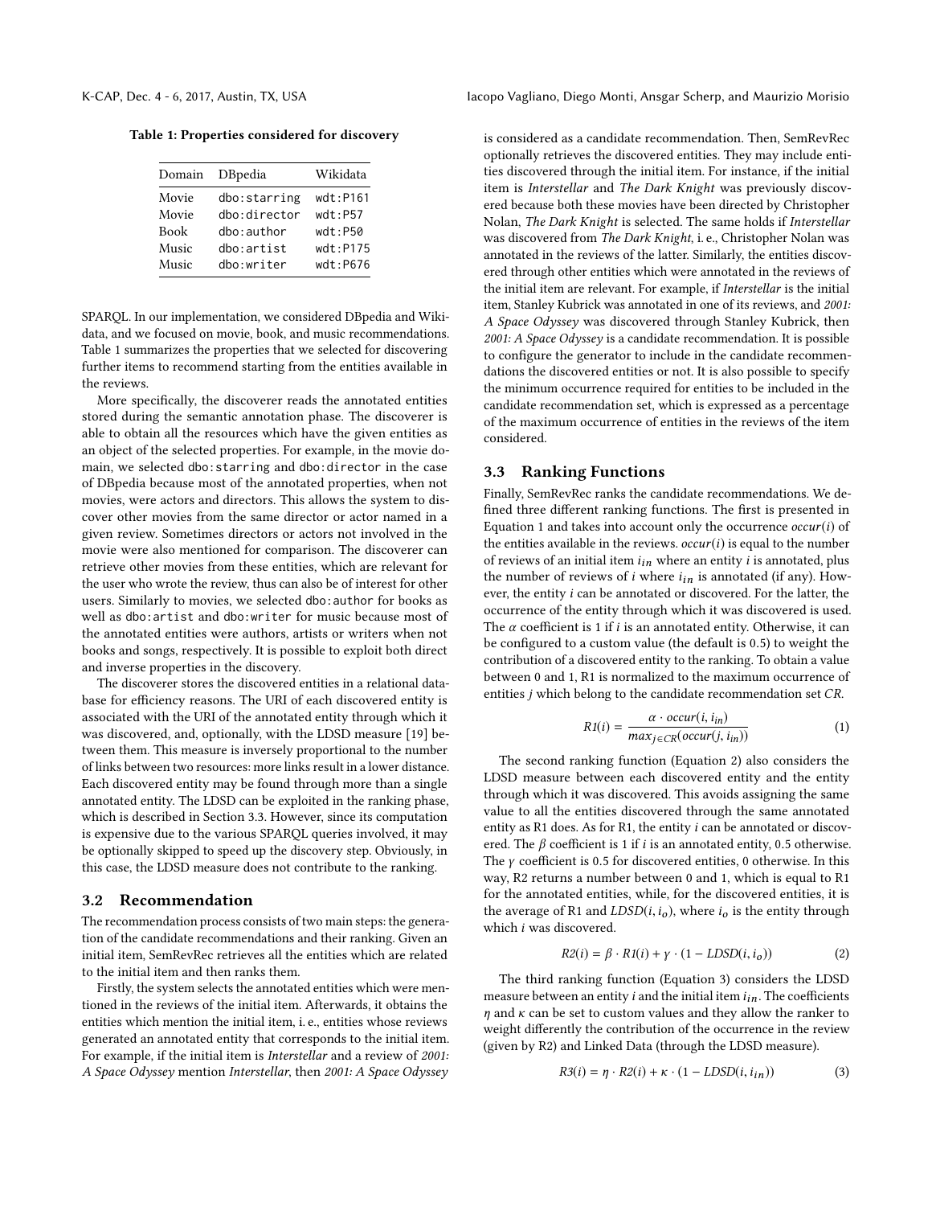Table 1: Properties considered for discovery

| Domain | DBpedia | Wikidata |
|---|---|---|
| Movie | dbo:starring | wdt:P161 |
| Movie | dbo:director | wdt:P57 |
| Book | dbo:author | wdt:P50 |
| Music | dbo:artist | wdt:P175 |
| Music | dbo:writer | wdt:P676 |

SPARQL. In our implementation, we considered DBpedia and Wikidata, and we focused on movie, book, and music recommendations. Table 1 summarizes the properties that we selected for discovering further items to recommend starting from the entities available in the reviews.

More specifically, the discoverer reads the annotated entities stored during the semantic annotation phase. The discoverer is able to obtain all the resources which have the given entities as an object of the selected properties. For example, in the movie domain, we selected dbo:starring and dbo:director in the case of DBpedia because most of the annotated properties, when not movies, were actors and directors. This allows the system to discover other movies from the same director or actor named in a given review. Sometimes directors or actors not involved in the movie were also mentioned for comparison. The discoverer can retrieve other movies from these entities, which are relevant for the user who wrote the review, thus can also be of interest for other users. Similarly to movies, we selected dbo:author for books as well as dbo:artist and dbo:writer for music because most of the annotated entities were authors, artists or writers when not books and songs, respectively. It is possible to exploit both direct and inverse properties in the discovery.

The discoverer stores the discovered entities in a relational database for efficiency reasons. The URI of each discovered entity is associated with the URI of the annotated entity through which it was discovered, and, optionally, with the LDSD measure [19] between them. This measure is inversely proportional to the number of links between two resources: more links result in a lower distance. Each discovered entity may be found through more than a single annotated entity. The LDSD can be exploited in the ranking phase, which is described in Section 3.3. However, since its computation is expensive due to the various SPARQL queries involved, it may be optionally skipped to speed up the discovery step. Obviously, in this case, the LDSD measure does not contribute to the ranking.

## 3.2 Recommendation

The recommendation process consists of two main steps: the generation of the candidate recommendations and their ranking. Given an initial item, SemRevRec retrieves all the entities which are related to the initial item and then ranks them.

Firstly, the system selects the annotated entities which were mentioned in the reviews of the initial item. Afterwards, it obtains the entities which mention the initial item, i. e., entities whose reviews generated an annotated entity that corresponds to the initial item. For example, if the initial item is *Interstellar* and a review of *2001: A Space Odyssey* mention *Interstellar*, then *2001: A Space Odyssey* is considered as a candidate recommendation. Then, SemRevRec optionally retrieves the discovered entities. They may include entities discovered through the initial item. For instance, if the initial item is *Interstellar* and *The Dark Knight* was previously discovered because both these movies have been directed by Christopher Nolan, *The Dark Knight* is selected. The same holds if *Interstellar* was discovered from *The Dark Knight*, i. e., Christopher Nolan was annotated in the reviews of the latter. Similarly, the entities discovered through other entities which were annotated in the reviews of the initial item are relevant. For example, if *Interstellar* is the initial item, Stanley Kubrick was annotated in one of its reviews, and *2001: A Space Odyssey* was discovered through Stanley Kubrick, then *2001: A Space Odyssey* is a candidate recommendation. It is possible to configure the generator to include in the candidate recommendations the discovered entities or not. It is also possible to specify the minimum occurrence required for entities to be included in the candidate recommendation set, which is expressed as a percentage of the maximum occurrence of entities in the reviews of the item considered.

## 3.3 Ranking Functions

Finally, SemRevRec ranks the candidate recommendations. We defined three different ranking functions. The first is presented in Equation 1 and takes into account only the occurrence $occur(i)$ of the entities available in the reviews. $occur(i)$ is equal to the number of reviews of an initial item $i_{in}$ where an entity $i$ is annotated, plus the number of reviews of $i$ where $i_{in}$ is annotated (if any). However, the entity $i$ can be annotated or discovered. For the latter, the occurrence of the entity through which it was discovered is used. The $\alpha$ coefficient is 1 if $i$ is an annotated entity. Otherwise, it can be configured to a custom value (the default is 0.5) to weight the contribution of a discovered entity to the ranking. To obtain a value between 0 and 1, R1 is normalized to the maximum occurrence of entities $j$ which belong to the candidate recommendation set *CR*.

$$R1(i) = \frac{\alpha \cdot occur(i, i_{in})}{max_{j \in CR}(occur(j, i_{in}))} \tag{1}$$

The second ranking function (Equation 2) also considers the LDSD measure between each discovered entity and the entity through which it was discovered. This avoids assigning the same value to all the entities discovered through the same annotated entity as R1 does. As for R1, the entity $i$ can be annotated or discovered. The $\beta$ coefficient is 1 if $i$ is an annotated entity, 0.5 otherwise. The $\gamma$ coefficient is 0.5 for discovered entities, 0 otherwise. In this way, R2 returns a number between 0 and 1, which is equal to R1 for the annotated entities, while, for the discovered entities, it is the average of R1 and $LDSD(i, i_o)$, where $i_o$ is the entity through which $i$ was discovered.

$$R2(i) = \beta \cdot R1(i) + \gamma \cdot (1 - LDSD(i, i_o)) \tag{2}$$

The third ranking function (Equation 3) considers the LDSD measure between an entity $i$ and the initial item $i_{in}$. The coefficients $\eta$ and $\kappa$ can be set to custom values and they allow the ranker to weight differently the contribution of the occurrence in the review (given by R2) and Linked Data (through the LDSD measure).

$$R3(i) = \eta \cdot R2(i) + \kappa \cdot (1 - LDSD(i, i_{in})) \tag{3}$$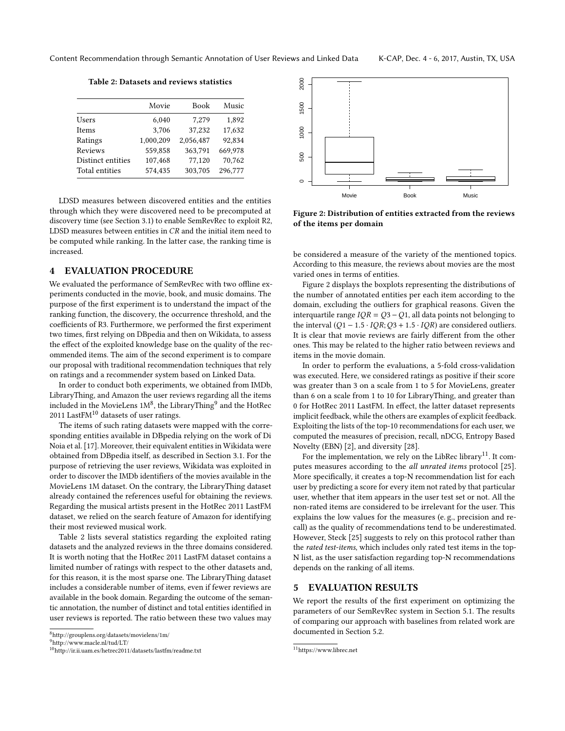**Table 2: Datasets and reviews statistics**

| | Movie | Book | Music |
|---|---|---|---|
| Users | 6,040 | 7,279 | 1,892 |
| Items | 3,706 | 37,232 | 17,632 |
| Ratings | 1,000,209 | 2,056,487 | 92,834 |
| Reviews | 559,858 | 363,791 | 669,978 |
| Distinct entities | 107,468 | 77,120 | 70,762 |
| Total entities | 574,435 | 303,705 | 296,777 |

LDSD measures between discovered entities and the entities through which they were discovered need to be precomputed at discovery time (see Section 3.1) to enable SemRevRec to exploit R2, LDSD measures between entities in *CR* and the initial item need to be computed while ranking. In the latter case, the ranking time is increased.

## 4 EVALUATION PROCEDURE

We evaluated the performance of SemRevRec with two offline experiments conducted in the movie, book, and music domains. The purpose of the first experiment is to understand the impact of the ranking function, the discovery, the occurrence threshold, and the coefficients of R3. Furthermore, we performed the first experiment two times, first relying on DBpedia and then on Wikidata, to assess the effect of the exploited knowledge base on the quality of the recommended items. The aim of the second experiment is to compare our proposal with traditional recommendation techniques that rely on ratings and a recommender system based on Linked Data.

In order to conduct both experiments, we obtained from IMDb, LibraryThing, and Amazon the user reviews regarding all the items included in the MovieLens 1M[8], the LibraryThing[9] and the HotRec 2011 LastFM[10] datasets of user ratings.

The items of such rating datasets were mapped with the corresponding entities available in DBpedia relying on the work of Di Noia et al. [17]. Moreover, their equivalent entities in Wikidata were obtained from DBpedia itself, as described in Section 3.1. For the purpose of retrieving the user reviews, Wikidata was exploited in order to discover the IMDb identifiers of the movies available in the MovieLens 1M dataset. On the contrary, the LibraryThing dataset already contained the references useful for obtaining the reviews. Regarding the musical artists present in the HotRec 2011 LastFM dataset, we relied on the search feature of Amazon for identifying their most reviewed musical work.

Table 2 lists several statistics regarding the exploited rating datasets and the analyzed reviews in the three domains considered. It is worth noting that the HotRec 2011 LastFM dataset contains a limited number of ratings with respect to the other datasets and, for this reason, it is the most sparse one. The LibraryThing dataset includes a considerable number of items, even if fewer reviews are available in the book domain. Regarding the outcome of the semantic annotation, the number of distinct and total entities identified in user reviews is reported. The ratio between these two values may be considered a measure of the variety of the mentioned topics. According to this measure, the reviews about movies are the most varied ones in terms of entities.

**Figure 2: Distribution of entities extracted from the reviews of the items per domain**

Figure 2 displays the boxplots representing the distributions of the number of annotated entities per each item according to the domain, excluding the outliers for graphical reasons. Given the interquartile range $IQR = Q3 - Q1$, all data points not belonging to the interval $(Q1 - 1.5 \cdot IQR; Q3 + 1.5 \cdot IQR)$ are considered outliers. It is clear that movie reviews are fairly different from the other ones. This may be related to the higher ratio between reviews and items in the movie domain.

In order to perform the evaluations, a 5-fold cross-validation was executed. Here, we considered ratings as positive if their score was greater than 3 on a scale from 1 to 5 for MovieLens, greater than 6 on a scale from 1 to 10 for LibraryThing, and greater than 0 for HotRec 2011 LastFM. In effect, the latter dataset represents implicit feedback, while the others are examples of explicit feedback. Exploiting the lists of the top-10 recommendations for each user, we computed the measures of precision, recall, nDCG, Entropy Based Novelty (EBN) [2], and diversity [28].

For the implementation, we rely on the LibRec library[11]. It computes measures according to the *all unrated items* protocol [25]. More specifically, it creates a top-N recommendation list for each user by predicting a score for every item not rated by that particular user, whether that item appears in the user test set or not. All the non-rated items are considered to be irrelevant for the user. This explains the low values for the measures (e. g., precision and recall) as the quality of recommendations tend to be underestimated. However, Steck [25] suggests to rely on this protocol rather than the *rated test-items*, which includes only rated test items in the top-N list, as the user satisfaction regarding top-N recommendations depends on the ranking of all items.

## 5 EVALUATION RESULTS

We report the results of the first experiment on optimizing the parameters of our SemRevRec system in Section 5.1. The results of comparing our approach with baselines from related work are documented in Section 5.2.

[8]http://grouplens.org/datasets/movielens/1m/
[9]http://www.macle.nl/tud/LT/
[10]http://ir.ii.uam.es/hetrec2011/datasets/lastfm/readme.txt
[11]https://www.librec.net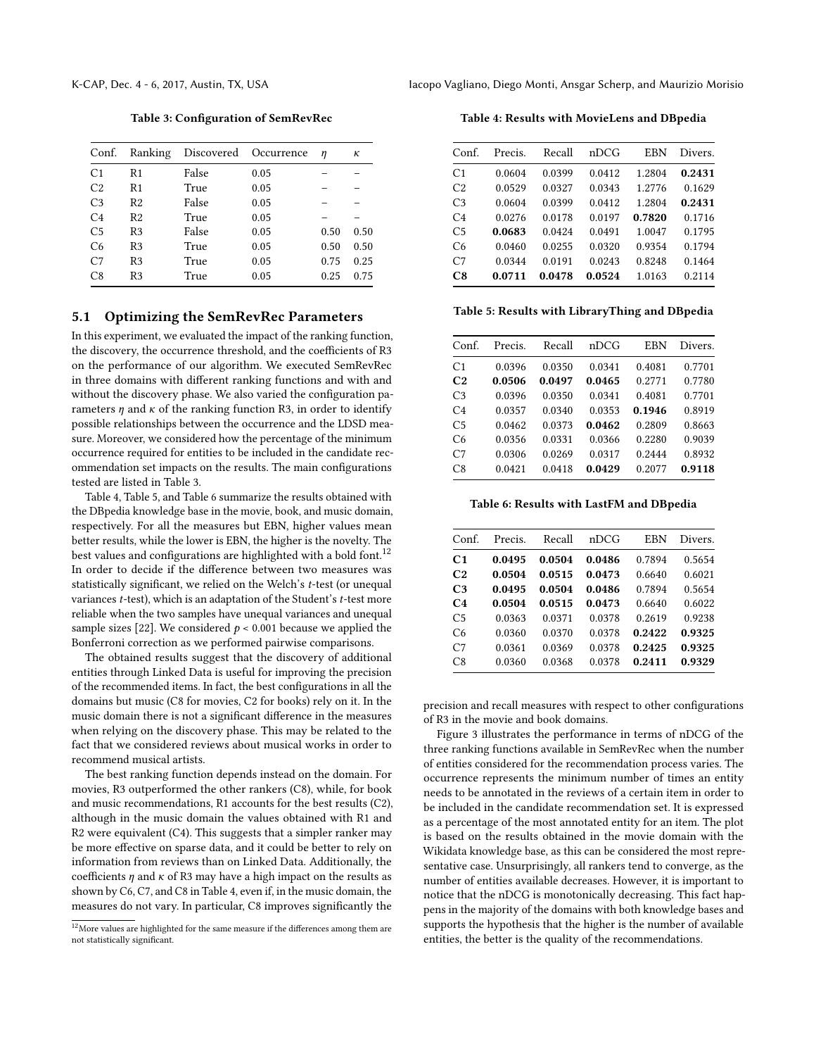**Table 3: Configuration of SemRevRec**

| Conf. | Ranking | Discovered | Occurrence | $\eta$ | $\kappa$ |
|---|---|---|---|---|---|
| C1 | R1 | False | 0.05 | – | – |
| C2 | R1 | True | 0.05 | – | – |
| C3 | R2 | False | 0.05 | – | – |
| C4 | R2 | True | 0.05 | – | – |
| C5 | R3 | False | 0.05 | 0.50 | 0.50 |
| C6 | R3 | True | 0.05 | 0.50 | 0.50 |
| C7 | R3 | True | 0.05 | 0.75 | 0.25 |
| C8 | R3 | True | 0.05 | 0.25 | 0.75 |

### 5.1 Optimizing the SemRevRec Parameters

In this experiment, we evaluated the impact of the ranking function, the discovery, the occurrence threshold, and the coefficients of R3 on the performance of our algorithm. We executed SemRevRec in three domains with different ranking functions and with and without the discovery phase. We also varied the configuration parameters $\eta$ and $\kappa$ of the ranking function R3, in order to identify possible relationships between the occurrence and the LDSD measure. Moreover, we considered how the percentage of the minimum occurrence required for entities to be included in the candidate recommendation set impacts on the results. The main configurations tested are listed in Table 3.

Table 4, Table 5, and Table 6 summarize the results obtained with the DBpedia knowledge base in the movie, book, and music domain, respectively. For all the measures but EBN, higher values mean better results, while the lower is EBN, the higher is the novelty. The best values and configurations are highlighted with a bold font.[12] In order to decide if the difference between two measures was statistically significant, we relied on the Welch's $t$-test (or unequal variances $t$-test), which is an adaptation of the Student's $t$-test more reliable when the two samples have unequal variances and unequal sample sizes [22]. We considered $p < 0.001$ because we applied the Bonferroni correction as we performed pairwise comparisons.

The obtained results suggest that the discovery of additional entities through Linked Data is useful for improving the precision of the recommended items. In fact, the best configurations in all the domains but music (C8 for movies, C2 for books) rely on it. In the music domain there is not a significant difference in the measures when relying on the discovery phase. This may be related to the fact that we considered reviews about musical works in order to recommend musical artists.

The best ranking function depends instead on the domain. For movies, R3 outperformed the other rankers (C8), while, for book and music recommendations, R1 accounts for the best results (C2), although in the music domain the values obtained with R1 and R2 were equivalent (C4). This suggests that a simpler ranker may be more effective on sparse data, and it could be better to rely on information from reviews than on Linked Data. Additionally, the coefficients $\eta$ and $\kappa$ of R3 may have a high impact on the results as shown by C6, C7, and C8 in Table 4, even if, in the music domain, the measures do not vary. In particular, C8 improves significantly the precision and recall measures with respect to other configurations of R3 in the movie and book domains.

[12] More values are highlighted for the same measure if the differences among them are not statistically significant.

**Table 4: Results with MovieLens and DBpedia**

| Conf. | Precis. | Recall | nDCG | EBN | Divers. |
|---|---|---|---|---|---|
| C1 | 0.0604 | 0.0399 | 0.0412 | 1.2804 | **0.2431** |
| C2 | 0.0529 | 0.0327 | 0.0343 | 1.2776 | 0.1629 |
| C3 | 0.0604 | 0.0399 | 0.0412 | 1.2804 | **0.2431** |
| C4 | 0.0276 | 0.0178 | 0.0197 | **0.7820** | 0.1716 |
| C5 | **0.0683** | 0.0424 | 0.0491 | 1.0047 | 0.1795 |
| C6 | 0.0460 | 0.0255 | 0.0320 | 0.9354 | 0.1794 |
| C7 | 0.0344 | 0.0191 | 0.0243 | 0.8248 | 0.1464 |
| **C8** | **0.0711** | **0.0478** | **0.0524** | 1.0163 | 0.2114 |

**Table 5: Results with LibraryThing and DBpedia**

| Conf. | Precis. | Recall | nDCG | EBN | Divers. |
|---|---|---|---|---|---|
| C1 | 0.0396 | 0.0350 | 0.0341 | 0.4081 | 0.7701 |
| **C2** | **0.0506** | **0.0497** | **0.0465** | 0.2771 | 0.7780 |
| C3 | 0.0396 | 0.0350 | 0.0341 | 0.4081 | 0.7701 |
| C4 | 0.0357 | 0.0340 | 0.0353 | **0.1946** | 0.8919 |
| C5 | 0.0462 | 0.0373 | **0.0462** | 0.2809 | 0.8663 |
| C6 | 0.0356 | 0.0331 | 0.0366 | 0.2280 | 0.9039 |
| C7 | 0.0306 | 0.0269 | 0.0317 | 0.2444 | 0.8932 |
| C8 | 0.0421 | 0.0418 | **0.0429** | 0.2077 | **0.9118** |

**Table 6: Results with LastFM and DBpedia**

| Conf. | Precis. | Recall | nDCG | EBN | Divers. |
|---|---|---|---|---|---|
| **C1** | **0.0495** | **0.0504** | **0.0486** | 0.7894 | 0.5654 |
| **C2** | **0.0504** | **0.0515** | **0.0473** | 0.6640 | 0.6021 |
| **C3** | **0.0495** | **0.0504** | **0.0486** | 0.7894 | 0.5654 |
| **C4** | **0.0504** | **0.0515** | **0.0473** | 0.6640 | 0.6022 |
| C5 | 0.0363 | 0.0371 | 0.0378 | 0.2619 | 0.9238 |
| C6 | 0.0360 | 0.0370 | 0.0378 | **0.2422** | **0.9325** |
| C7 | 0.0361 | 0.0369 | 0.0378 | **0.2425** | **0.9325** |
| C8 | 0.0360 | 0.0368 | 0.0378 | **0.2411** | **0.9329** |

Figure 3 illustrates the performance in terms of nDCG of the three ranking functions available in SemRevRec when the number of entities considered for the recommendation process varies. The occurrence represents the minimum number of times an entity needs to be annotated in the reviews of a certain item in order to be included in the candidate recommendation set. It is expressed as a percentage of the most annotated entity for an item. The plot is based on the results obtained in the movie domain with the Wikidata knowledge base, as this can be considered the most representative case. Unsurprisingly, all rankers tend to converge, as the number of entities available decreases. However, it is important to notice that the nDCG is monotonically decreasing. This fact happens in the majority of the domains with both knowledge bases and supports the hypothesis that the higher is the number of available entities, the better is the quality of the recommendations.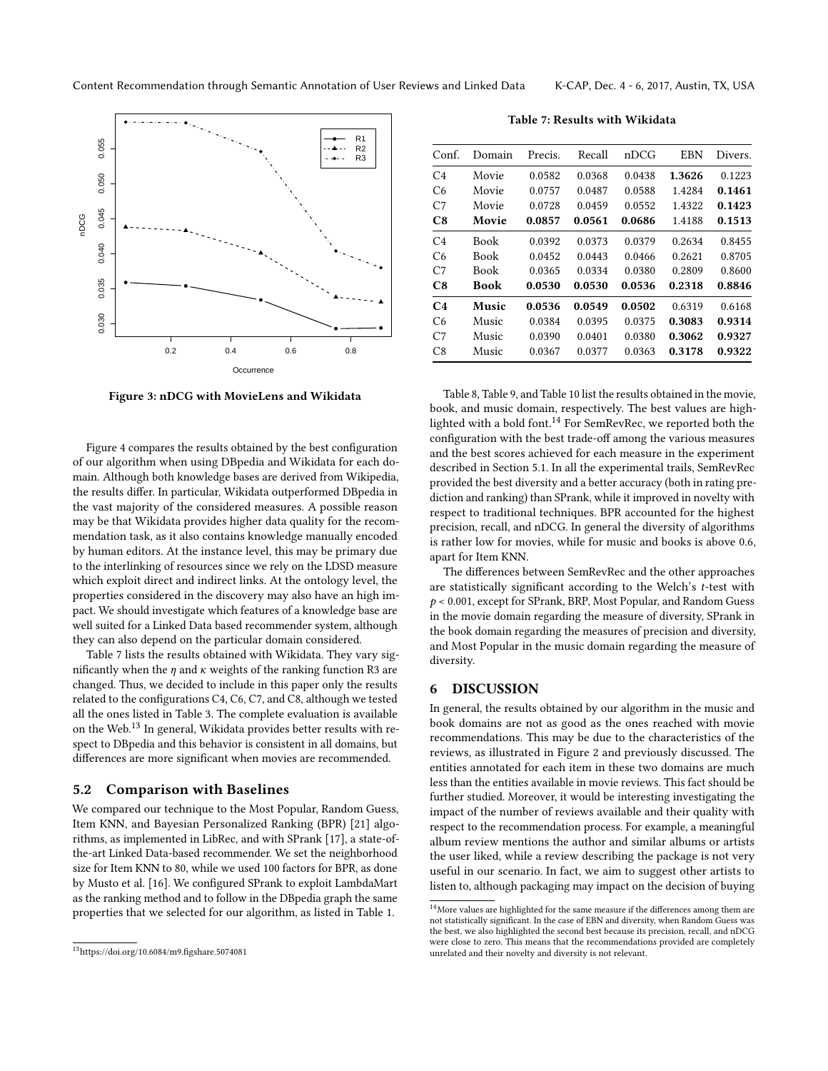Figure 3: nDCG with MovieLens and Wikidata

Figure 4 compares the results obtained by the best configuration of our algorithm when using DBpedia and Wikidata for each domain. Although both knowledge bases are derived from Wikipedia, the results differ. In particular, Wikidata outperformed DBpedia in the vast majority of the considered measures. A possible reason may be that Wikidata provides higher data quality for the recommendation task, as it also contains knowledge manually encoded by human editors. At the instance level, this may be primary due to the interlinking of resources since we rely on the LDSD measure which exploit direct and indirect links. At the ontology level, the properties considered in the discovery may also have an high impact. We should investigate which features of a knowledge base are well suited for a Linked Data based recommender system, although they can also depend on the particular domain considered.

Table 7 lists the results obtained with Wikidata. They vary significantly when the $\eta$ and $\kappa$ weights of the ranking function R3 are changed. Thus, we decided to include in this paper only the results related to the configurations C4, C6, C7, and C8, although we tested all the ones listed in Table 3. The complete evaluation is available on the Web.[13] In general, Wikidata provides better results with respect to DBpedia and this behavior is consistent in all domains, but differences are more significant when movies are recommended.

## 5.2 Comparison with Baselines

We compared our technique to the Most Popular, Random Guess, Item KNN, and Bayesian Personalized Ranking (BPR) [21] algorithms, as implemented in LibRec, and with SPrank [17], a state-of-the-art Linked Data-based recommender. We set the neighborhood size for Item KNN to 80, while we used 100 factors for BPR, as done by Musto et al. [16]. We configured SPrank to exploit LambdaMart as the ranking method and to follow in the DBpedia graph the same properties that we selected for our algorithm, as listed in Table 1.

[13] https://doi.org/10.6084/m9.figshare.5074081

**Table 7: Results with Wikidata**

| Conf. | Domain | Precis. | Recall | nDCG | EBN | Divers. |
|---|---|---|---|---|---|---|
| C4 | Movie | 0.0582 | 0.0368 | 0.0438 | **1.3626** | 0.1223 |
| C6 | Movie | 0.0757 | 0.0487 | 0.0588 | 1.4284 | **0.1461** |
| C7 | Movie | 0.0728 | 0.0459 | 0.0552 | 1.4322 | **0.1423** |
| **C8** | **Movie** | **0.0857** | **0.0561** | **0.0686** | 1.4188 | **0.1513** |
| C4 | Book | 0.0392 | 0.0373 | 0.0379 | 0.2634 | 0.8455 |
| C6 | Book | 0.0452 | 0.0443 | 0.0466 | 0.2621 | 0.8705 |
| C7 | Book | 0.0365 | 0.0334 | 0.0380 | 0.2809 | 0.8600 |
| **C8** | **Book** | **0.0530** | **0.0530** | **0.0536** | **0.2318** | **0.8846** |
| **C4** | **Music** | **0.0536** | **0.0549** | **0.0502** | 0.6319 | 0.6168 |
| C6 | Music | 0.0384 | 0.0395 | 0.0375 | **0.3083** | **0.9314** |
| C7 | Music | 0.0390 | 0.0401 | 0.0380 | **0.3062** | **0.9327** |
| C8 | Music | 0.0367 | 0.0377 | 0.0363 | **0.3178** | **0.9322** |

Table 8, Table 9, and Table 10 list the results obtained in the movie, book, and music domain, respectively. The best values are highlighted with a bold font.[14] For SemRevRec, we reported both the configuration with the best trade-off among the various measures and the best scores achieved for each measure in the experiment described in Section 5.1. In all the experimental trails, SemRevRec provided the best diversity and a better accuracy (both in rating prediction and ranking) than SPrank, while it improved in novelty with respect to traditional techniques. BPR accounted for the highest precision, recall, and nDCG. In general the diversity of algorithms is rather low for movies, while for music and books is above 0.6, apart for Item KNN.

The differences between SemRevRec and the other approaches are statistically significant according to the Welch's $t$-test with $p < 0.001$, except for SPrank, BRP, Most Popular, and Random Guess in the movie domain regarding the measure of diversity, SPrank in the book domain regarding the measures of precision and diversity, and Most Popular in the music domain regarding the measure of diversity.

## 6 DISCUSSION

In general, the results obtained by our algorithm in the music and book domains are not as good as the ones reached with movie recommendations. This may be due to the characteristics of the reviews, as illustrated in Figure 2 and previously discussed. The entities annotated for each item in these two domains are much less than the entities available in movie reviews. This fact should be further studied. Moreover, it would be interesting investigating the impact of the number of reviews available and their quality with respect to the recommendation process. For example, a meaningful album review mentions the author and similar albums or artists the user liked, while a review describing the package is not very useful in our scenario. In fact, we aim to suggest other artists to listen to, although packaging may impact on the decision of buying

[14] More values are highlighted for the same measure if the differences among them are not statistically significant. In the case of EBN and diversity, when Random Guess was the best, we also highlighted the second best because its precision, recall, and nDCG were close to zero. This means that the recommendations provided are completely unrelated and their novelty and diversity is not relevant.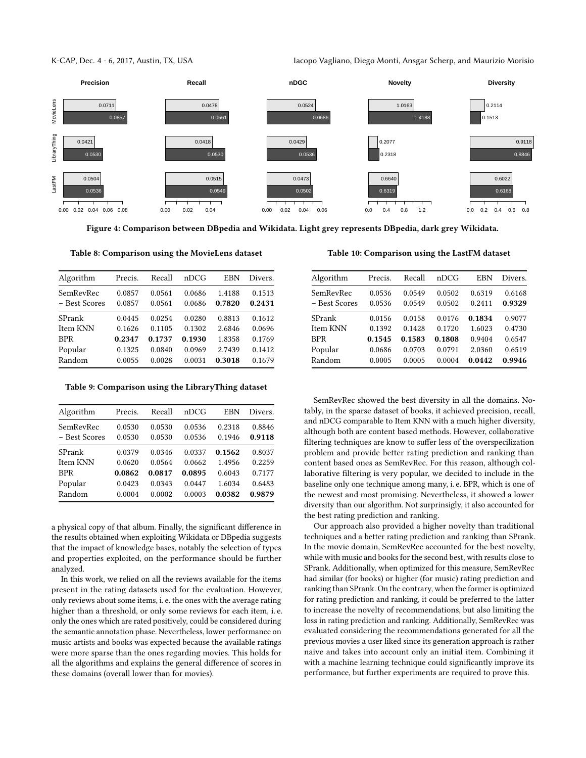Figure 4: Comparison between DBpedia and Wikidata. Light grey represents DBpedia, dark grey Wikidata.

Table 8: Comparison using the MovieLens dataset

| Algorithm | Precis. | Recall | nDCG | EBN | Divers. |
|---|---|---|---|---|---|
| SemRevRec | 0.0857 | 0.0561 | 0.0686 | 1.4188 | 0.1513 |
| – Best Scores | 0.0857 | 0.0561 | 0.0686 | **0.7820** | **0.2431** |
| SPrank | 0.0445 | 0.0254 | 0.0280 | 0.8813 | 0.1612 |
| Item KNN | 0.1626 | 0.1105 | 0.1302 | 2.6846 | 0.0696 |
| BPR | **0.2347** | **0.1737** | **0.1930** | 1.8358 | 0.1769 |
| Popular | 0.1325 | 0.0840 | 0.0969 | 2.7439 | 0.1412 |
| Random | 0.0055 | 0.0028 | 0.0031 | **0.3018** | 0.1679 |

Table 9: Comparison using the LibraryThing dataset

| Algorithm | Precis. | Recall | nDCG | EBN | Divers. |
|---|---|---|---|---|---|
| SemRevRec | 0.0530 | 0.0530 | 0.0536 | 0.2318 | 0.8846 |
| – Best Scores | 0.0530 | 0.0530 | 0.0536 | 0.1946 | **0.9118** |
| SPrank | 0.0379 | 0.0346 | 0.0337 | **0.1562** | 0.8037 |
| Item KNN | 0.0620 | 0.0564 | 0.0662 | 1.4956 | 0.2259 |
| BPR | **0.0862** | **0.0817** | **0.0895** | 0.6043 | 0.7177 |
| Popular | 0.0423 | 0.0343 | 0.0447 | 1.6034 | 0.6483 |
| Random | 0.0004 | 0.0002 | 0.0003 | **0.0382** | **0.9879** |

a physical copy of that album. Finally, the significant difference in the results obtained when exploiting Wikidata or DBpedia suggests that the impact of knowledge bases, notably the selection of types and properties exploited, on the performance should be further analyzed.

In this work, we relied on all the reviews available for the items present in the rating datasets used for the evaluation. However, only reviews about some items, i. e. the ones with the average rating higher than a threshold, or only some reviews for each item, i. e. only the ones which are rated positively, could be considered during the semantic annotation phase. Nevertheless, lower performance on music artists and books was expected because the available ratings were more sparse than the ones regarding movies. This holds for all the algorithms and explains the general difference of scores in these domains (overall lower than for movies).

Table 10: Comparison using the LastFM dataset

| Algorithm | Precis. | Recall | nDCG | EBN | Divers. |
|---|---|---|---|---|---|
| SemRevRec | 0.0536 | 0.0549 | 0.0502 | 0.6319 | 0.6168 |
| – Best Scores | 0.0536 | 0.0549 | 0.0502 | 0.2411 | **0.9329** |
| SPrank | 0.0156 | 0.0158 | 0.0176 | **0.1834** | 0.9077 |
| Item KNN | 0.1392 | 0.1428 | 0.1720 | 1.6023 | 0.4730 |
| BPR | **0.1545** | **0.1583** | **0.1808** | 0.9404 | 0.6547 |
| Popular | 0.0686 | 0.0703 | 0.0791 | 2.0360 | 0.6519 |
| Random | 0.0005 | 0.0005 | 0.0004 | **0.0442** | **0.9946** |

SemRevRec showed the best diversity in all the domains. Notably, in the sparse dataset of books, it achieved precision, recall, and nDCG comparable to Item KNN with a much higher diversity, although both are content based methods. However, collaborative filtering techniques are know to suffer less of the overspecilization problem and provide better rating prediction and ranking than content based ones as SemRevRec. For this reason, although collaborative filtering is very popular, we decided to include in the baseline only one technique among many, i. e. BPR, which is one of the newest and most promising. Nevertheless, it showed a lower diversity than our algorithm. Not surprinsigly, it also accounted for the best rating prediction and ranking.

Our approach also provided a higher novelty than traditional techniques and a better rating prediction and ranking than SPrank. In the movie domain, SemRevRec accounted for the best novelty, while with music and books for the second best, with results close to SPrank. Additionally, when optimized for this measure, SemRevRec had similar (for books) or higher (for music) rating prediction and ranking than SPrank. On the contrary, when the former is optimized for rating prediction and ranking, it could be preferred to the latter to increase the novelty of recommendations, but also limiting the loss in rating prediction and ranking. Additionally, SemRevRec was evaluated considering the recommendations generated for all the previous movies a user liked since its generation approach is rather naive and takes into account only an initial item. Combining it with a machine learning technique could significantly improve its performance, but further experiments are required to prove this.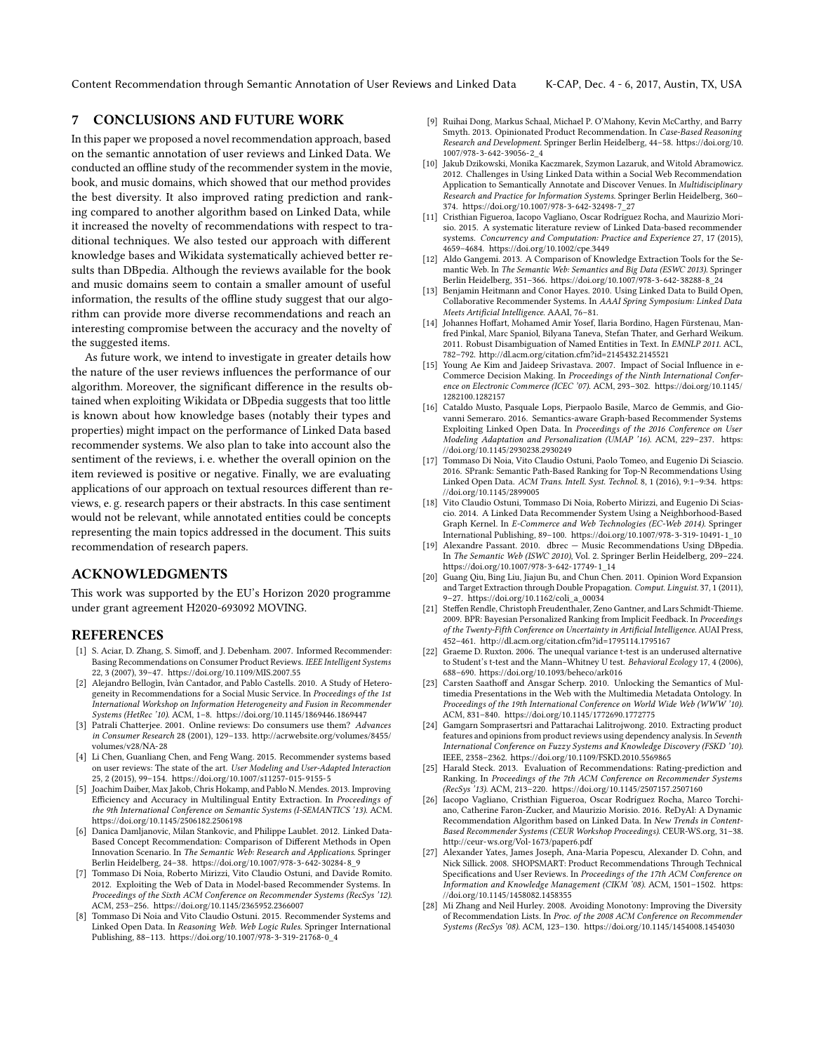## 7 CONCLUSIONS AND FUTURE WORK

In this paper we proposed a novel recommendation approach, based on the semantic annotation of user reviews and Linked Data. We conducted an offline study of the recommender system in the movie, book, and music domains, which showed that our method provides the best diversity. It also improved rating prediction and ranking compared to another algorithm based on Linked Data, while it increased the novelty of recommendations with respect to traditional techniques. We also tested our approach with different knowledge bases and Wikidata systematically achieved better results than DBpedia. Although the reviews available for the book and music domains seem to contain a smaller amount of useful information, the results of the offline study suggest that our algorithm can provide more diverse recommendations and reach an interesting compromise between the accuracy and the novelty of the suggested items.

As future work, we intend to investigate in greater details how the nature of the user reviews influences the performance of our algorithm. Moreover, the significant difference in the results obtained when exploiting Wikidata or DBpedia suggests that too little is known about how knowledge bases (notably their types and properties) might impact on the performance of Linked Data based recommender systems. We also plan to take into account also the sentiment of the reviews, i. e. whether the overall opinion on the item reviewed is positive or negative. Finally, we are evaluating applications of our approach on textual resources different than reviews, e. g. research papers or their abstracts. In this case sentiment would not be relevant, while annotated entities could be concepts representing the main topics addressed in the document. This suits recommendation of research papers.

## ACKNOWLEDGMENTS

This work was supported by the EU's Horizon 2020 programme under grant agreement H2020-693092 MOVING.

## REFERENCES

[1] S. Aciar, D. Zhang, S. Simoff, and J. Debenham. 2007. Informed Recommender: Basing Recommendations on Consumer Product Reviews. *IEEE Intelligent Systems* 22, 3 (2007), 39–47. https://doi.org/10.1109/MIS.2007.55

[2] Alejandro Bellogín, Iván Cantador, and Pablo Castells. 2010. A Study of Heterogeneity in Recommendations for a Social Music Service. In *Proceedings of the 1st International Workshop on Information Heterogeneity and Fusion in Recommender Systems (HetRec '10)*. ACM, 1–8. https://doi.org/10.1145/1869446.1869447

[3] Patrali Chatterjee. 2001. Online reviews: Do consumers use them? *Advances in Consumer Research* 28 (2001), 129–133. http://acrwebsite.org/volumes/8455/volumes/v28/NA-28

[4] Li Chen, Guanliang Chen, and Feng Wang. 2015. Recommender systems based on user reviews: The state of the art. *User Modeling and User-Adapted Interaction* 25, 2 (2015), 99–154. https://doi.org/10.1007/s11257-015-9155-5

[5] Joachim Daiber, Max Jakob, Chris Hokamp, and Pablo N. Mendes. 2013. Improving Efficiency and Accuracy in Multilingual Entity Extraction. In *Proceedings of the 9th International Conference on Semantic Systems (I-SEMANTICS '13)*. ACM. https://doi.org/10.1145/2506182.2506198

[6] Danica Damljanovic, Milan Stankovic, and Philippe Laublet. 2012. Linked Data-Based Concept Recommendation: Comparison of Different Methods in Open Innovation Scenario. In *The Semantic Web: Research and Applications*. Springer Berlin Heidelberg, 24–38. https://doi.org/10.1007/978-3-642-30284-8_9

[7] Tommaso Di Noia, Roberto Mirizzi, Vito Claudio Ostuni, and Davide Romito. 2012. Exploiting the Web of Data in Model-based Recommender Systems. In *Proceedings of the Sixth ACM Conference on Recommender Systems (RecSys '12)*. ACM, 253–256. https://doi.org/10.1145/2365952.2366007

[8] Tommaso Di Noia and Vito Claudio Ostuni. 2015. Recommender Systems and Linked Open Data. In *Reasoning Web. Web Logic Rules*. Springer International Publishing, 88–113. https://doi.org/10.1007/978-3-319-21768-0_4

[9] Ruihai Dong, Markus Schaal, Michael P. O'Mahony, Kevin McCarthy, and Barry Smyth. 2013. Opinionated Product Recommendation. In *Case-Based Reasoning Research and Development*. Springer Berlin Heidelberg, 44–58. https://doi.org/10.1007/978-3-642-39056-2_4

[10] Jakub Dzikowski, Monika Kaczmarek, Szymon Lazaruk, and Witold Abramowicz. 2012. Challenges in Using Linked Data within a Social Web Recommendation Application to Semantically Annotate and Discover Venues. In *Multidisciplinary Research and Practice for Information Systems*. Springer Berlin Heidelberg, 360–374. https://doi.org/10.1007/978-3-642-32498-7_27

[11] Cristhian Figueroa, Iacopo Vagliano, Oscar Rodríguez Rocha, and Maurizio Morisio. 2015. A systematic literature review of Linked Data-based recommender systems. *Concurrency and Computation: Practice and Experience* 27, 17 (2015), 4659–4684. https://doi.org/10.1002/cpe.3449

[12] Aldo Gangemi. 2013. A Comparison of Knowledge Extraction Tools for the Semantic Web. In *The Semantic Web: Semantics and Big Data (ESWC 2013)*. Springer Berlin Heidelberg, 351–366. https://doi.org/10.1007/978-3-642-38288-8_24

[13] Benjamin Heitmann and Conor Hayes. 2010. Using Linked Data to Build Open, Collaborative Recommender Systems. In *AAAI Spring Symposium: Linked Data Meets Artificial Intelligence*. AAAI, 76–81.

[14] Johannes Hoffart, Mohamed Amir Yosef, Ilaria Bordino, Hagen Fürstenau, Manfred Pinkal, Marc Spaniol, Bilyana Taneva, Stefan Thater, and Gerhard Weikum. 2011. Robust Disambiguation of Named Entities in Text. In *EMNLP 2011*. ACL, 782–792. http://dl.acm.org/citation.cfm?id=2145432.2145521

[15] Young Ae Kim and Jaideep Srivastava. 2007. Impact of Social Influence in e-Commerce Decision Making. In *Proceedings of the Ninth International Conference on Electronic Commerce (ICEC '07)*. ACM, 293–302. https://doi.org/10.1145/1282100.1282157

[16] Cataldo Musto, Pasquale Lops, Pierpaolo Basile, Marco de Gemmis, and Giovanni Semeraro. 2016. Semantics-aware Graph-based Recommender Systems Exploiting Linked Open Data. In *Proceedings of the 2016 Conference on User Modeling Adaptation and Personalization (UMAP '16)*. ACM, 229–237. https://doi.org/10.1145/2930238.2930249

[17] Tommaso Di Noia, Vito Claudio Ostuni, Paolo Tomeo, and Eugenio Di Sciascio. 2016. SPrank: Semantic Path-Based Ranking for Top-N Recommendations Using Linked Open Data. *ACM Trans. Intell. Syst. Technol.* 8, 1 (2016), 9:1–9:34. https://doi.org/10.1145/2899005

[18] Vito Claudio Ostuni, Tommaso Di Noia, Roberto Mirizzi, and Eugenio Di Sciascio. 2014. A Linked Data Recommender System Using a Neighborhood-Based Graph Kernel. In *E-Commerce and Web Technologies (EC-Web 2014)*. Springer International Publishing, 89–100. https://doi.org/10.1007/978-3-319-10491-1_10

[19] Alexandre Passant. 2010. dbrec — Music Recommendations Using DBpedia. In *The Semantic Web (ISWC 2010)*, Vol. 2. Springer Berlin Heidelberg, 209–224. https://doi.org/10.1007/978-3-642-17749-1_14

[20] Guang Qiu, Bing Liu, Jiajun Bu, and Chun Chen. 2011. Opinion Word Expansion and Target Extraction through Double Propagation. *Comput. Linguist.* 37, 1 (2011), 9–27. https://doi.org/10.1162/coli_a_00034

[21] Steffen Rendle, Christoph Freudenthaler, Zeno Gantner, and Lars Schmidt-Thieme. 2009. BPR: Bayesian Personalized Ranking from Implicit Feedback. In *Proceedings of the Twenty-Fifth Conference on Uncertainty in Artificial Intelligence*. AUAI Press, 452–461. http://dl.acm.org/citation.cfm?id=1795114.1795167

[22] Graeme D. Ruxton. 2006. The unequal variance t-test is an underused alternative to Student's t-test and the Mann–Whitney U test. *Behavioral Ecology* 17, 4 (2006), 688–690. https://doi.org/10.1093/beheco/ark016

[23] Carsten Saathoff and Ansgar Scherp. 2010. Unlocking the Semantics of Multimedia Presentations in the Web with the Multimedia Metadata Ontology. In *Proceedings of the 19th International Conference on World Wide Web (WWW '10)*. ACM, 831–840. https://doi.org/10.1145/1772690.1772775

[24] Gamgarn Somprasertsri and Pattarachai Lalitrojwong. 2010. Extracting product features and opinions from product reviews using dependency analysis. In *Seventh International Conference on Fuzzy Systems and Knowledge Discovery (FSKD '10)*. IEEE, 2358–2362. https://doi.org/10.1109/FSKD.2010.5569865

[25] Harald Steck. 2013. Evaluation of Recommendations: Rating-prediction and Ranking. In *Proceedings of the 7th ACM Conference on Recommender Systems (RecSys '13)*. ACM, 213–220. https://doi.org/10.1145/2507157.2507160

[26] Iacopo Vagliano, Cristhian Figueroa, Oscar Rodríguez Rocha, Marco Torchiano, Catherine Faron-Zucker, and Maurizio Morisio. 2016. ReDyAl: A Dynamic Recommendation Algorithm based on Linked Data. In *New Trends in Content-Based Recommender Systems (CEUR Workshop Proceedings)*. CEUR-WS.org, 31–38. http://ceur-ws.org/Vol-1673/paper6.pdf

[27] Alexander Yates, James Joseph, Ana-Maria Popescu, Alexander D. Cohn, and Nick Sillick. 2008. SHOPSMART: Product Recommendations Through Technical Specifications and User Reviews. In *Proceedings of the 17th ACM Conference on Information and Knowledge Management (CIKM '08)*. ACM, 1501–1502. https://doi.org/10.1145/1458082.1458355

[28] Mi Zhang and Neil Hurley. 2008. Avoiding Monotony: Improving the Diversity of Recommendation Lists. In *Proc. of the 2008 ACM Conference on Recommender Systems (RecSys '08)*. ACM, 123–130. https://doi.org/10.1145/1454008.1454030